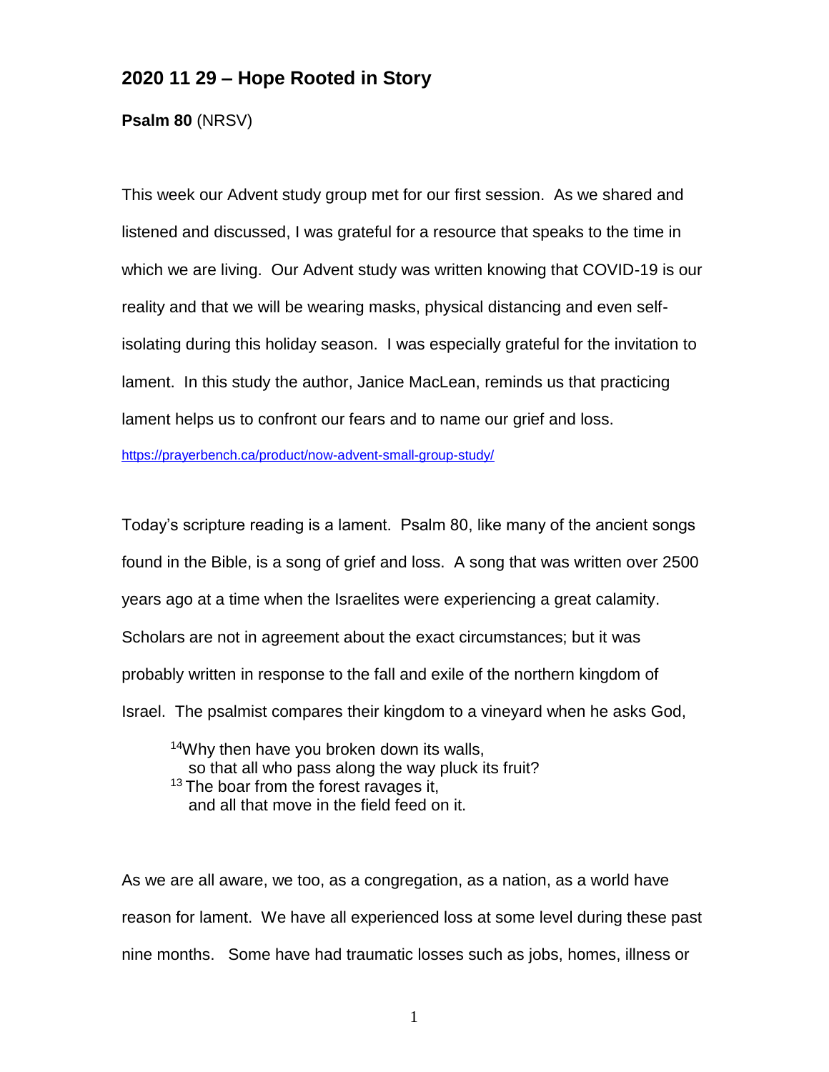## 2020 11 29 – Hope Rooted in Story

**Psalm 80** (NRSV)

This week our Advent study group met for our first session. As we shared and listened and discussed, I was grateful for a resource that speaks to the time in which we are living. Our Advent study was written knowing that COVID-19 is our reality and that we will be wearing masks, physical distancing and even self-isolating during this holiday season. I was especially grateful for the invitation to lament. In this study the author, Janice MacLean, reminds us that practicing lament helps us to confront our fears and to name our grief and loss.

https://prayerbench.ca/product/now-advent-small-group-study/

Today's scripture reading is a lament. Psalm 80, like many of the ancient songs found in the Bible, is a song of grief and loss. A song that was written over 2500 years ago at a time when the Israelites were experiencing a great calamity. Scholars are not in agreement about the exact circumstances; but it was probably written in response to the fall and exile of the northern kingdom of Israel. The psalmist compares their kingdom to a vineyard when he asks God,

> [14]Why then have you broken down its walls,
> so that all who pass along the way pluck its fruit?
> [13] The boar from the forest ravages it,
> and all that move in the field feed on it.

As we are all aware, we too, as a congregation, as a nation, as a world have reason for lament. We have all experienced loss at some level during these past nine months. Some have had traumatic losses such as jobs, homes, illness or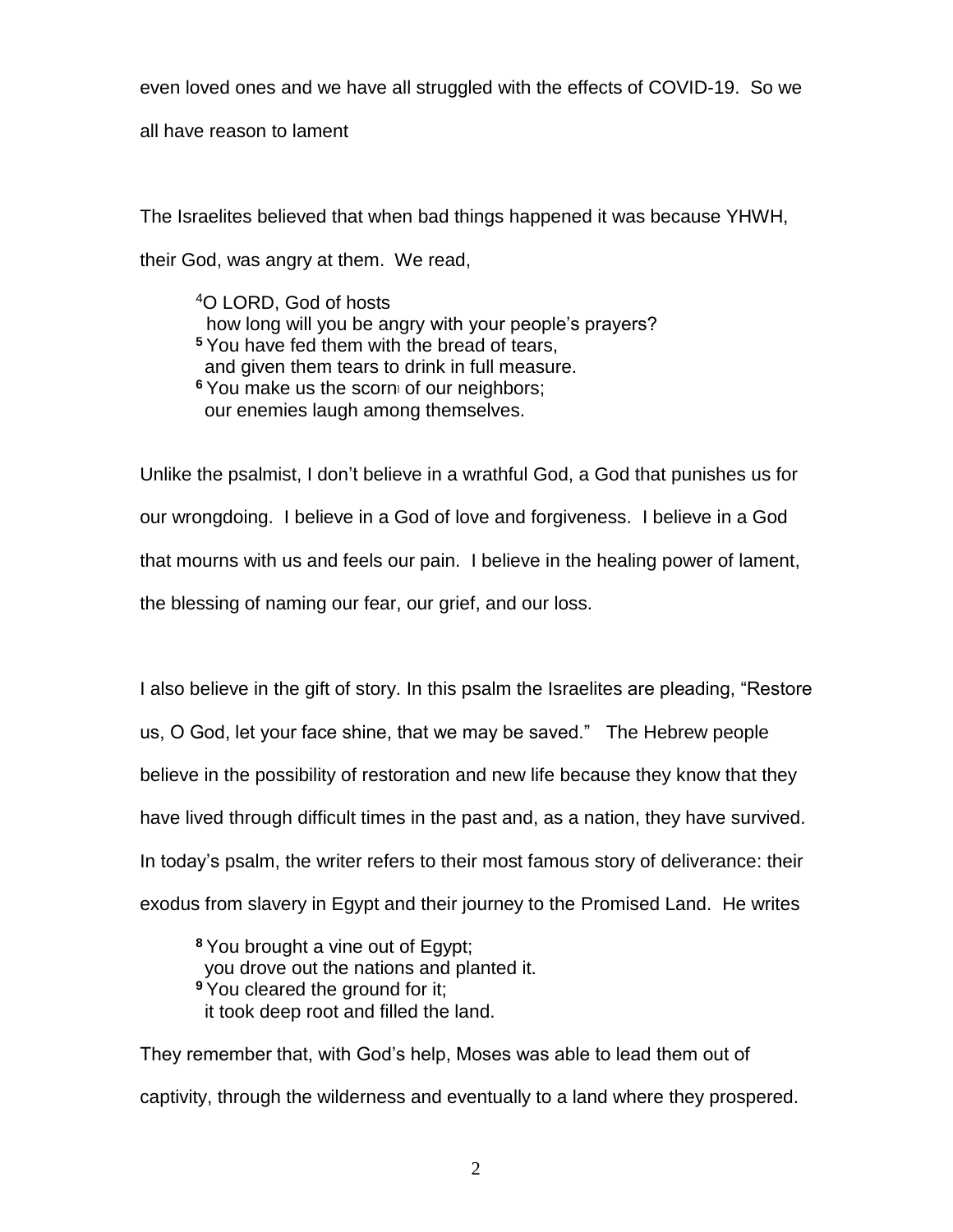even loved ones and we have all struggled with the effects of COVID-19. So we all have reason to lament

The Israelites believed that when bad things happened it was because YHWH, their God, was angry at them. We read,

> [4]O LORD, God of hosts
> how long will you be angry with your people's prayers?
> [5] You have fed them with the bread of tears,
> and given them tears to drink in full measure.
> [6] You make us the scorn[j] of our neighbors;
> our enemies laugh among themselves.

Unlike the psalmist, I don't believe in a wrathful God, a God that punishes us for our wrongdoing. I believe in a God of love and forgiveness. I believe in a God that mourns with us and feels our pain. I believe in the healing power of lament, the blessing of naming our fear, our grief, and our loss.

I also believe in the gift of story. In this psalm the Israelites are pleading, "Restore us, O God, let your face shine, that we may be saved." The Hebrew people believe in the possibility of restoration and new life because they know that they have lived through difficult times in the past and, as a nation, they have survived. In today's psalm, the writer refers to their most famous story of deliverance: their exodus from slavery in Egypt and their journey to the Promised Land. He writes

> [8] You brought a vine out of Egypt;
> you drove out the nations and planted it.
> [9] You cleared the ground for it;
> it took deep root and filled the land.

They remember that, with God's help, Moses was able to lead them out of captivity, through the wilderness and eventually to a land where they prospered.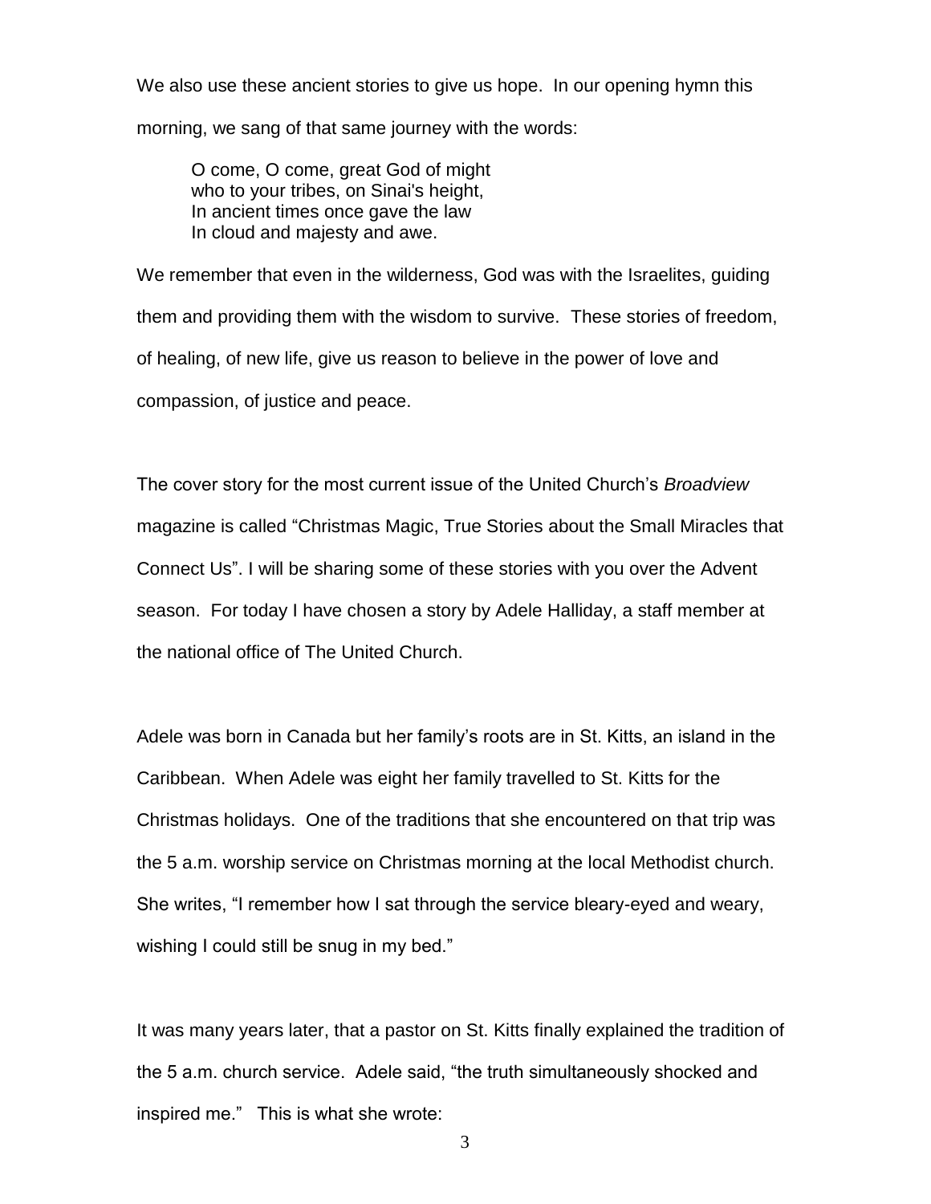We also use these ancient stories to give us hope. In our opening hymn this morning, we sang of that same journey with the words:

> O come, O come, great God of might
> who to your tribes, on Sinai's height,
> In ancient times once gave the law
> In cloud and majesty and awe.

We remember that even in the wilderness, God was with the Israelites, guiding them and providing them with the wisdom to survive. These stories of freedom, of healing, of new life, give us reason to believe in the power of love and compassion, of justice and peace.

The cover story for the most current issue of the United Church's *Broadview* magazine is called "Christmas Magic, True Stories about the Small Miracles that Connect Us". I will be sharing some of these stories with you over the Advent season. For today I have chosen a story by Adele Halliday, a staff member at the national office of The United Church.

Adele was born in Canada but her family's roots are in St. Kitts, an island in the Caribbean. When Adele was eight her family travelled to St. Kitts for the Christmas holidays. One of the traditions that she encountered on that trip was the 5 a.m. worship service on Christmas morning at the local Methodist church. She writes, "I remember how I sat through the service bleary-eyed and weary, wishing I could still be snug in my bed."

It was many years later, that a pastor on St. Kitts finally explained the tradition of the 5 a.m. church service. Adele said, "the truth simultaneously shocked and inspired me." This is what she wrote: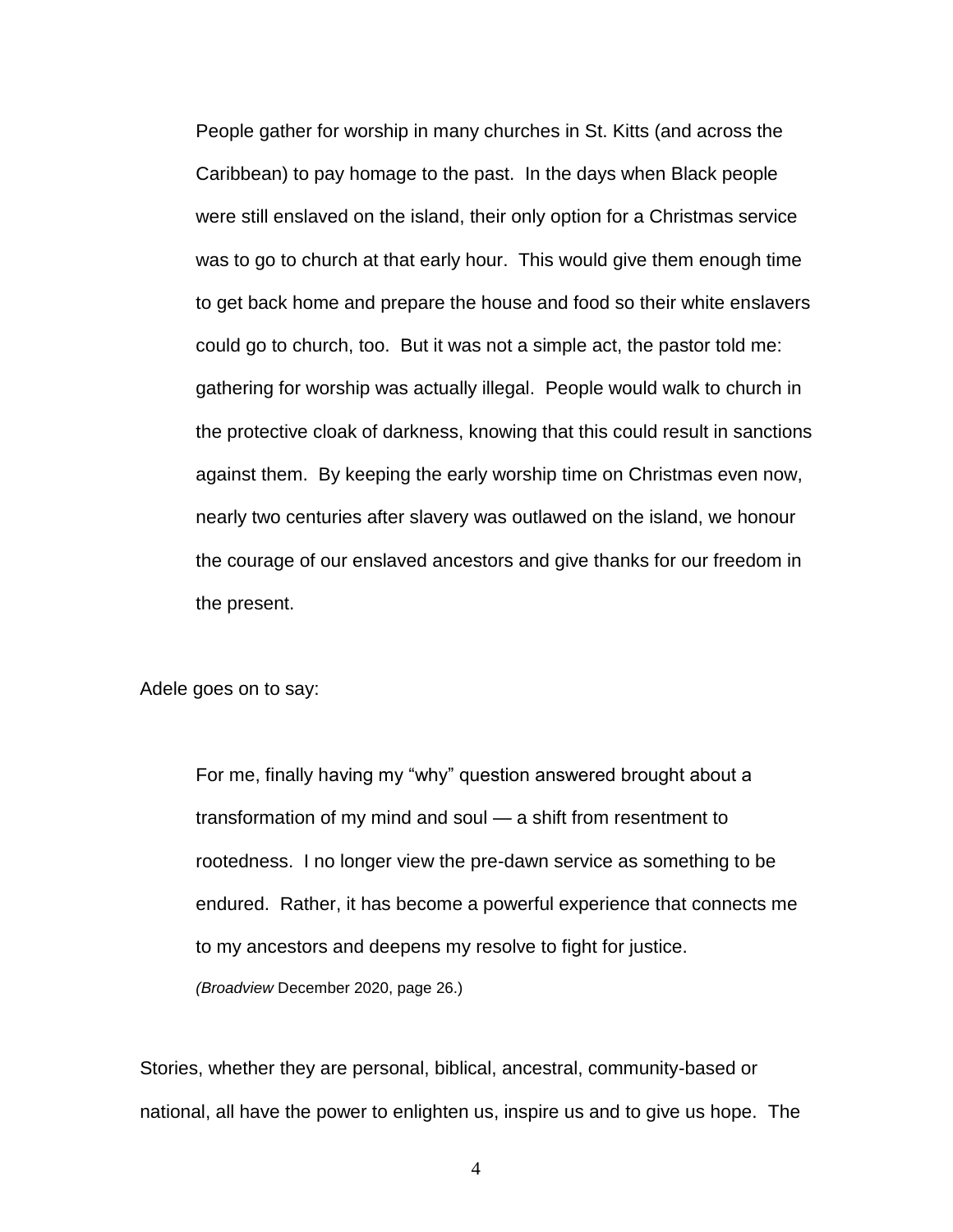> People gather for worship in many churches in St. Kitts (and across the Caribbean) to pay homage to the past. In the days when Black people were still enslaved on the island, their only option for a Christmas service was to go to church at that early hour. This would give them enough time to get back home and prepare the house and food so their white enslavers could go to church, too. But it was not a simple act, the pastor told me: gathering for worship was actually illegal. People would walk to church in the protective cloak of darkness, knowing that this could result in sanctions against them. By keeping the early worship time on Christmas even now, nearly two centuries after slavery was outlawed on the island, we honour the courage of our enslaved ancestors and give thanks for our freedom in the present.

Adele goes on to say:

> For me, finally having my "why" question answered brought about a transformation of my mind and soul — a shift from resentment to rootedness. I no longer view the pre-dawn service as something to be endured. Rather, it has become a powerful experience that connects me to my ancestors and deepens my resolve to fight for justice.
>
> (*Broadview* December 2020, page 26.)

Stories, whether they are personal, biblical, ancestral, community-based or national, all have the power to enlighten us, inspire us and to give us hope. The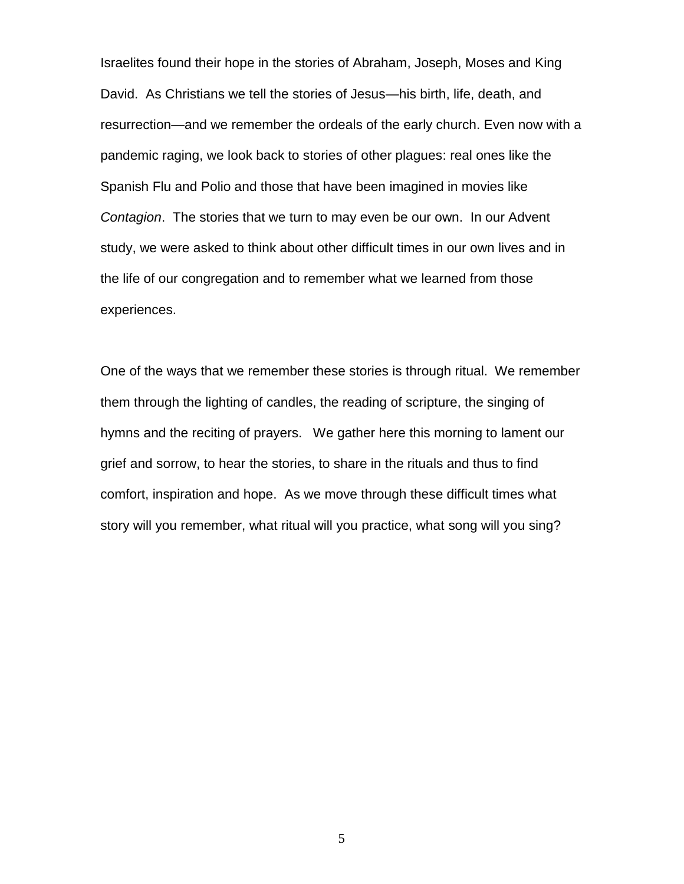Israelites found their hope in the stories of Abraham, Joseph, Moses and King David. As Christians we tell the stories of Jesus—his birth, life, death, and resurrection—and we remember the ordeals of the early church. Even now with a pandemic raging, we look back to stories of other plagues: real ones like the Spanish Flu and Polio and those that have been imagined in movies like *Contagion*. The stories that we turn to may even be our own. In our Advent study, we were asked to think about other difficult times in our own lives and in the life of our congregation and to remember what we learned from those experiences.

One of the ways that we remember these stories is through ritual. We remember them through the lighting of candles, the reading of scripture, the singing of hymns and the reciting of prayers. We gather here this morning to lament our grief and sorrow, to hear the stories, to share in the rituals and thus to find comfort, inspiration and hope. As we move through these difficult times what story will you remember, what ritual will you practice, what song will you sing?